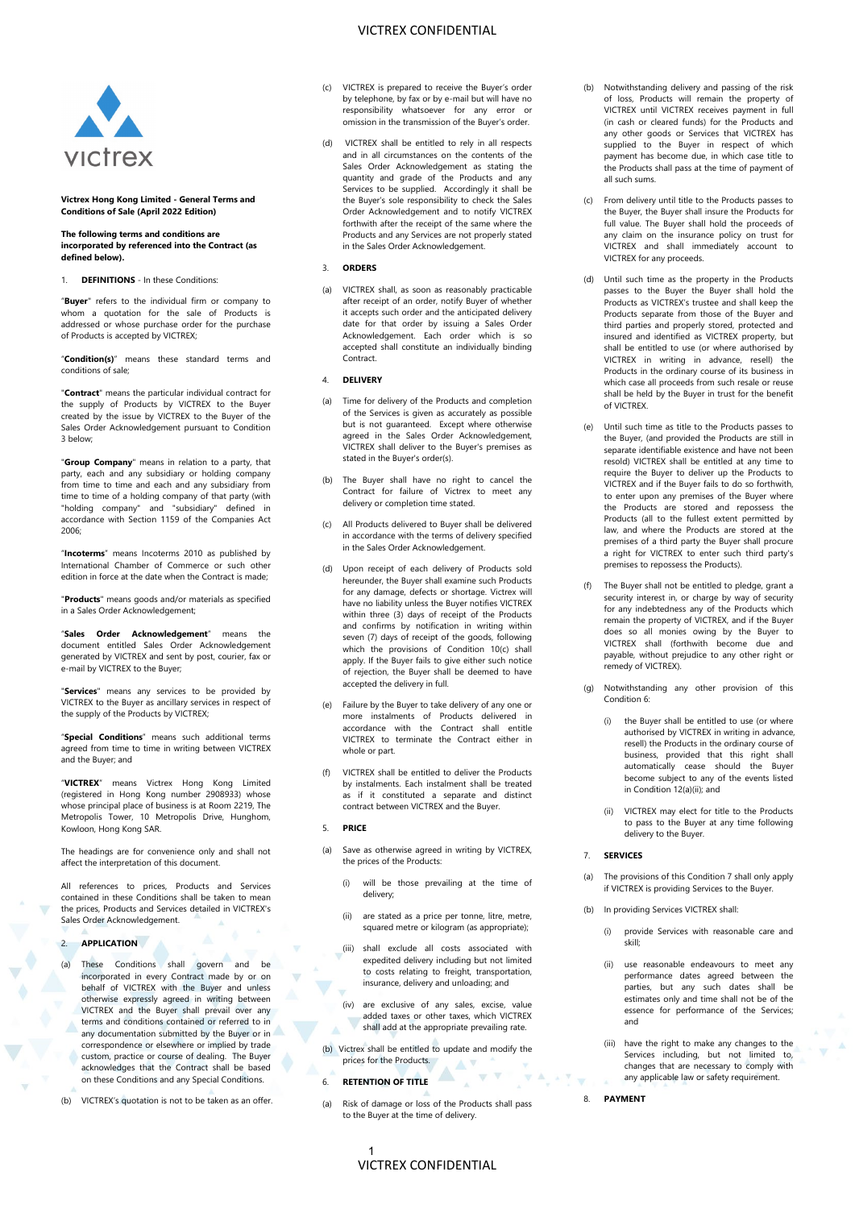**Victrex Hong Kong Limited - General Terms and Conditions of Sale (April 2022 Edition)**

**The following terms and conditions are incorporated by referenced into the Contract (as defined below).**

1. **DEFINITIONS** - In these Conditions:

"**Buyer**" refers to the individual firm or company to whom a quotation for the sale of Products is addressed or whose purchase order for the purchase of Products is accepted by VICTREX;

"**Condition(s)**" means these standard terms and conditions of sale;

"**Contract**" means the particular individual contract for the supply of Products by VICTREX to the Buyer created by the issue by VICTREX to the Buyer of the Sales Order Acknowledgement pursuant to Condition 3 below;

"**Group Company**" means in relation to a party, that party, each and any subsidiary or holding company from time to time and each and any subsidiary from time to time of a holding company of that party (with "holding company" and "subsidiary" defined in accordance with Section 1159 of the Companies Act 2006;

"**Incoterms**" means Incoterms 2010 as published by International Chamber of Commerce or such other edition in force at the date when the Contract is made;

"**Products**" means goods and/or materials as specified in a Sales Order Acknowledgement;

"**Sales Order Acknowledgement**" means the document entitled Sales Order Acknowledgement generated by VICTREX and sent by post, courier, fax or e-mail by VICTREX to the Buyer;

"**Services**" means any services to be provided by VICTREX to the Buyer as ancillary services in respect of the supply of the Products by VICTREX;

"**Special Conditions**" means such additional terms agreed from time to time in writing between VICTREX and the Buyer; and

"**VICTREX**" means Victrex Hong Kong Limited (registered in Hong Kong number 2908933) whose principal place of business is at Room 2219, The Metropolis Tower, 10 Metropolis Drive, Hunghom, Kowloon, Hong Kong SAR.

The headings are for convenience only and shall not affect the interpretation of this document.

All references to prices, Products and Services contained in these Conditions shall be taken to mean the prices, Products and Services detailed in VICTREX's Sales Order Acknowledgement.

2. **APPLICATION**

(a) These Conditions shall govern and be incorporated in every Contract made by or on behalf of VICTREX with the Buyer and unless otherwise expressly agreed in writing between VICTREX and the Buyer shall prevail over any terms and conditions contained or referred to in any documentation submitted by the Buyer or in correspondence or elsewhere or implied by trade custom, practice or course of dealing. The Buyer acknowledges that the Contract shall be based on these Conditions and any Special Conditions.

(b) VICTREX's quotation is not to be taken as an offer.

(c) VICTREX is prepared to receive the Buyer's order by telephone, by fax or by e-mail but will have no responsibility whatsoever for any error or omission in the transmission of the Buyer's order.

(d) VICTREX shall be entitled to rely in all respects and in all circumstances on the contents of the Sales Order Acknowledgement as stating the quantity and grade of the Products and any Services to be supplied. Accordingly it shall be the Buyer's sole responsibility to check the Sales Order Acknowledgement and to notify VICTREX forthwith after the receipt of the same where the Products and any Services are not properly stated in the Sales Order Acknowledgement.

3. **ORDERS**

(a) VICTREX shall, as soon as reasonably practicable after receipt of an order, notify Buyer of whether it accepts such order and the anticipated delivery date for that order by issuing a Sales Order Acknowledgement. Each order which is so accepted shall constitute an individually binding Contract.

4. **DELIVERY**

(a) Time for delivery of the Products and completion of the Services is given as accurately as possible but is not guaranteed. Except where otherwise agreed in the Sales Order Acknowledgement, VICTREX shall deliver to the Buyer's premises as stated in the Buyer's order(s).

(b) The Buyer shall have no right to cancel the Contract for failure of Victrex to meet any delivery or completion time stated.

(c) All Products delivered to Buyer shall be delivered in accordance with the terms of delivery specified in the Sales Order Acknowledgement.

(d) Upon receipt of each delivery of Products sold hereunder, the Buyer shall examine such Products for any damage, defects or shortage. Victrex will have no liability unless the Buyer notifies VICTREX within three (3) days of receipt of the Products and confirms by notification in writing within seven (7) days of receipt of the goods, following which the provisions of Condition 10(c) shall apply. If the Buyer fails to give either such notice of rejection, the Buyer shall be deemed to have accepted the delivery in full.

(e) Failure by the Buyer to take delivery of any one or more instalments of Products delivered in accordance with the Contract shall entitle VICTREX to terminate the Contract either in whole or part.

(f) VICTREX shall be entitled to deliver the Products by instalments. Each instalment shall be treated as if it constituted a separate and distinct contract between VICTREX and the Buyer.

5. **PRICE**

(a) Save as otherwise agreed in writing by VICTREX, the prices of the Products:

(i) will be those prevailing at the time of delivery;

(ii) are stated as a price per tonne, litre, metre, squared metre or kilogram (as appropriate);

(iii) shall exclude all costs associated with expedited delivery including but not limited to costs relating to freight, transportation, insurance, delivery and unloading; and

(iv) are exclusive of any sales, excise, value added taxes or other taxes, which VICTREX shall add at the appropriate prevailing rate.

(b) Victrex shall be entitled to update and modify the prices for the Products.

6. **RETENTION OF TITLE**

(a) Risk of damage or loss of the Products shall pass to the Buyer at the time of delivery.

(b) Notwithstanding delivery and passing of the risk of loss, Products will remain the property of VICTREX until VICTREX receives payment in full (in cash or cleared funds) for the Products and any other goods or Services that VICTREX has supplied to the Buyer in respect of which payment has become due, in which case title to the Products shall pass at the time of payment of all such sums.

(c) From delivery until title to the Products passes to the Buyer, the Buyer shall insure the Products for full value. The Buyer shall hold the proceeds of any claim on the insurance policy on trust for VICTREX and shall immediately account to VICTREX for any proceeds.

(d) Until such time as the property in the Products passes to the Buyer the Buyer shall hold the Products as VICTREX's trustee and shall keep the Products separate from those of the Buyer and third parties and properly stored, protected and insured and identified as VICTREX property, but shall be entitled to use (or where authorised by VICTREX in writing in advance, resell) the Products in the ordinary course of its business in which case all proceeds from such resale or reuse shall be held by the Buyer in trust for the benefit of VICTREX.

(e) Until such time as title to the Products passes to the Buyer, (and provided the Products are still in separate identifiable existence and have not been resold) VICTREX shall be entitled at any time to require the Buyer to deliver up the Products to VICTREX and if the Buyer fails to do so forthwith, to enter upon any premises of the Buyer where the Products are stored and repossess the Products (all to the fullest extent permitted by law, and where the Products are stored at the premises of a third party the Buyer shall procure a right for VICTREX to enter such third party's premises to repossess the Products).

(f) The Buyer shall not be entitled to pledge, grant a security interest in, or charge by way of security for any indebtedness any of the Products which remain the property of VICTREX, and if the Buyer does so all monies owing by the Buyer to VICTREX shall (forthwith become due and payable, without prejudice to any other right or remedy of VICTREX).

(g) Notwithstanding any other provision of this Condition 6:

(i) the Buyer shall be entitled to use (or where authorised by VICTREX in writing in advance, resell) the Products in the ordinary course of business, provided that this right shall automatically cease should the Buyer become subject to any of the events listed in Condition 12(a)(ii); and

(ii) VICTREX may elect for title to the Products to pass to the Buyer at any time following delivery to the Buyer.

7. **SERVICES**

(a) The provisions of this Condition 7 shall only apply if VICTREX is providing Services to the Buyer.

(b) In providing Services VICTREX shall:

(i) provide Services with reasonable care and skill;

(ii) use reasonable endeavours to meet any performance dates agreed between the parties, but any such dates shall be estimates only and time shall not be of the essence for performance of the Services; and

(iii) have the right to make any changes to the Services including, but not limited to, changes that are necessary to comply with any applicable law or safety requirement.

8. **PAYMENT**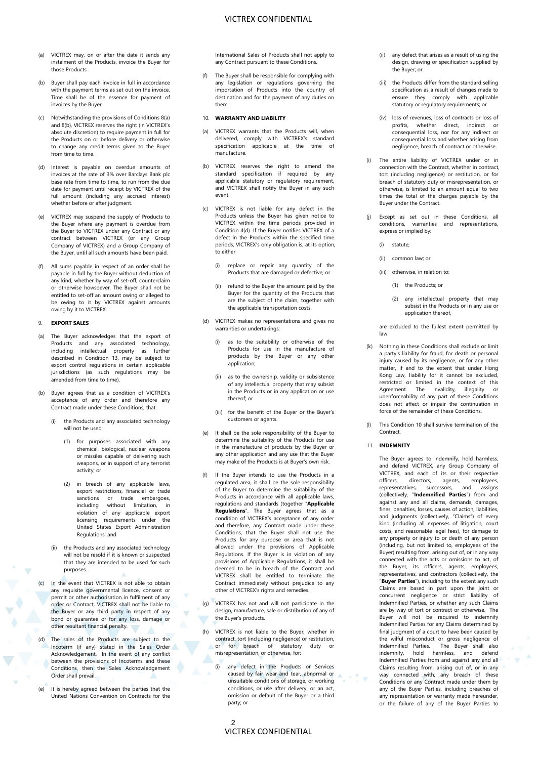(a) VICTREX may, on or after the date it sends any instalment of the Products, invoice the Buyer for those Products

(b) Buyer shall pay each invoice in full in accordance with the payment terms as set out on the invoice. Time shall be of the essence for payment of invoices by the Buyer.

(c) Notwithstanding the provisions of Conditions 8(a) and 8(b), VICTREX reserves the right (in VICTREX's absolute discretion) to require payment in full for the Products on or before delivery or otherwise to change any credit terms given to the Buyer from time to time.

(d) Interest is payable on overdue amounts of invoices at the rate of 3% over Barclays Bank plc base rate from time to time, to run from the due date for payment until receipt by VICTREX of the full amount (including any accrued interest) whether before or after judgment.

(e) VICTREX may suspend the supply of Products to the Buyer where any payment is overdue from the Buyer to VICTREX under any Contract or any contract between VICTREX (or any Group Company of VICTREX) and a Group Company of the Buyer, until all such amounts have been paid.

(f) All sums payable in respect of an order shall be payable in full by the Buyer without deduction of any kind, whether by way of set-off, counterclaim or otherwise howsoever. The Buyer shall not be entitled to set-off an amount owing or alleged to be owing to it by VICTREX against amounts owing by it to VICTREX.

## 9. EXPORT SALES

(a) The Buyer acknowledges that the export of Products and any associated technology, including intellectual property as further described in Condition 13, may be subject to export control regulations in certain applicable jurisdictions (as such regulations may be amended from time to time).

(b) Buyer agrees that as a condition of VICTREX's acceptance of any order and therefore any Contract made under these Conditions, that:

(i) the Products and any associated technology will not be used:

(1) for purposes associated with any chemical, biological, nuclear weapons or missiles capable of delivering such weapons, or in support of any terrorist activity; or

(2) in breach of any applicable laws, export restrictions, financial or trade sanctions or trade embargoes, including without limitation, in violation of any applicable export licensing requirements under the United States Export Administration Regulations; and

(ii) the Products and any associated technology will not be resold if it is known or suspected that they are intended to be used for such purposes.

(c) In the event that VICTREX is not able to obtain any requisite governmental licence, consent or permit or other authorisation in fulfilment of any order or Contract, VICTREX shall not be liable to the Buyer or any third party in respect of any bond or guarantee or for any loss, damage or other resultant financial penalty.

(d) The sales of the Products are subject to the Incoterm (if any) stated in the Sales Order Acknowledgement. In the event of any conflict between the provisions of Incoterms and these Conditions, then the Sales Acknowledgement Order shall prevail.

(e) It is hereby agreed between the parties that the United Nations Convention on Contracts for the International Sales of Products shall not apply to any Contract pursuant to these Conditions.

(f) The Buyer shall be responsible for complying with any legislation or regulations governing the importation of Products into the country of destination and for the payment of any duties on them.

## 10. WARRANTY AND LIABILITY

(a) VICTREX warrants that the Products will, when delivered, comply with VICTREX's standard specification applicable at the time of manufacture.

(b) VICTREX reserves the right to amend the standard specification if required by any applicable statutory or regulatory requirement, and VICTREX shall notify the Buyer in any such event.

(c) VICTREX is not liable for any defect in the Products unless the Buyer has given notice to VICTREX within the time periods provided in Condition 4(d). If the Buyer notifies VICTREX of a defect in the Products within the specified time periods, VICTREX's only obligation is, at its option, to either

(i) replace or repair any quantity of the Products that are damaged or defective; or

(ii) refund to the Buyer the amount paid by the Buyer for the quantity of the Products that are the subject of the claim, together with the applicable transportation costs.

(d) VICTREX makes no representations and gives no warranties or undertakings:

(i) as to the suitability or otherwise of the Products for use in the manufacture of products by the Buyer or any other application;

(ii) as to the ownership, validity or subsistence of any intellectual property that may subsist in the Products or in any application or use thereof; or

(iii) for the benefit of the Buyer or the Buyer's customers or agents.

(e) It shall be the sole responsibility of the Buyer to determine the suitability of the Products for use in the manufacture of products by the Buyer or any other application and any use that the Buyer may make of the Products is at Buyer's own risk.

(f) If the Buyer intends to use the Products in a regulated area, it shall be the sole responsibility of the Buyer to determine the suitability of the Products in accordance with all applicable laws, regulations and standards (together "**Applicable Regulations**". The Buyer agrees that as a condition of VICTREX's acceptance of any order and therefore, any Contract made under these Conditions, that the Buyer shall not use the Products for any purpose or area that is not allowed under the provisions of Applicable Regulations. If the Buyer is in violation of any provisions of Applicable Regulations, it shall be deemed to be in breach of the Contract and VICTREX shall be entitled to terminate the Contract immediately without prejudice to any other of VICTREX's rights and remedies.

(g) VICTREX has not and will not participate in the design, manufacture, sale or distribution of any of the Buyer's products.

(h) VICTREX is not liable to the Buyer, whether in contract, tort (including negligence) or restitution, or for breach of statutory duty or misrepresentation, or otherwise, for:

(i) any defect in the Products or Services caused by fair wear and tear, abnormal or unsuitable conditions of storage, or working conditions, or use after delivery, or an act, omission or default of the Buyer or a third party; or

(ii) any defect that arises as a result of using the design, drawing or specification supplied by the Buyer; or

(iii) the Products differ from the standard selling specification as a result of changes made to ensure they comply with applicable statutory or regulatory requirements; or

(iv) loss of revenues, loss of contracts or loss of profits, whether direct, indirect or consequential loss, nor for any indirect or consequential loss and whether arising from negligence, breach of contract or otherwise.

(i) The entire liability of VICTREX under or in connection with the Contract, whether in contract, tort (including negligence) or restitution, or for breach of statutory duty or misrepresentation, or otherwise, is limited to an amount equal to two times the total of the charges payable by the Buyer under the Contract.

(j) Except as set out in these Conditions, all conditions, warranties and representations, express or implied by:

(i) statute;

(ii) common law; or

(iii) otherwise, in relation to:

(1) the Products; or

(2) any intellectual property that may subsist in the Products or in any use or application thereof,

are excluded to the fullest extent permitted by law.

(k) Nothing in these Conditions shall exclude or limit a party's liability for fraud, for death or personal injury caused by its negligence, or for any other matter, if and to the extent that under Hong Kong Law, liability for it cannot be excluded, restricted or limited in the context of this Agreement. The invalidity, illegality or unenforceability of any part of these Conditions does not affect or impair the continuation in force of the remainder of these Conditions.

(l) This Condition 10 shall survive termination of the Contract.

## 11. INDEMNITY

The Buyer agrees to indemnify, hold harmless, and defend VICTREX, any Group Company of VICTREX, and each of its or their respective officers, directors, agents, employees, representatives, successors, and assigns (collectively, "**Indemnified Parties**") from and against any and all claims, demands, damages, fines, penalties, losses, causes of action, liabilities, and judgments (collectively, "Claims") of every kind (including all expenses of litigation, court costs, and reasonable legal fees), for damage to any property or injury to or death of any person (including, but not limited to, employees of the Buyer) resulting from, arising out of, or in any way connected with the acts or omissions to act, of the Buyer, its officers, agents, employees, representatives, and contractors (collectively, the "**Buyer Parties**"), including to the extent any such Claims are based in part upon the joint or concurrent negligence or strict liability of Indemnified Parties, or whether any such Claims are by way of tort or contract or otherwise. The Buyer will not be required to indemnify Indemnified Parties for any Claims determined by final judgment of a court to have been caused by the wilful misconduct or gross negligence of Indemnified Parties. The Buyer shall also indemnify, hold harmless, and defend Indemnified Parties from and against any and all Claims resulting from, arising out of, or in any way connected with, any breach of these Conditions or any Contract made under them by any of the Buyer Parties, including breaches of any representation or warranty made hereunder, or the failure of any of the Buyer Parties to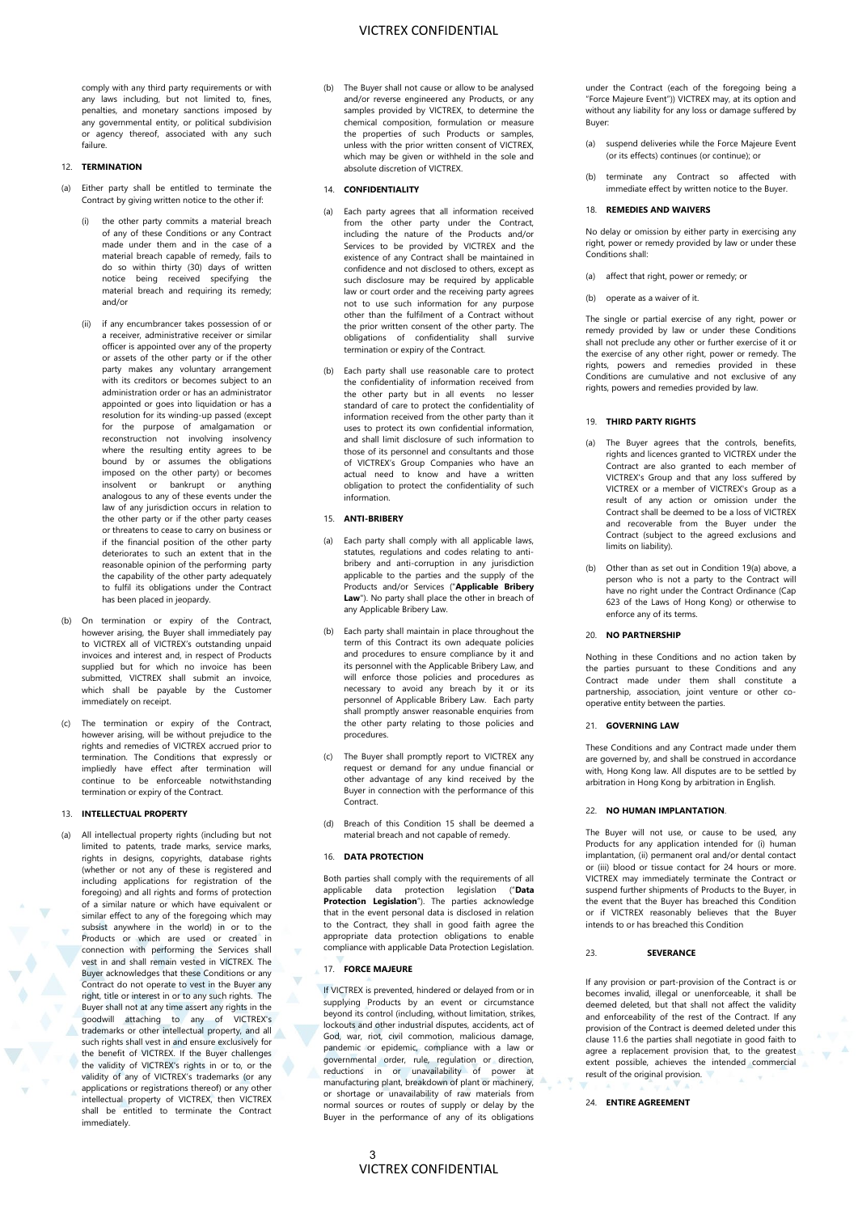comply with any third party requirements or with any laws including, but not limited to, fines, penalties, and monetary sanctions imposed by any governmental entity, or political subdivision or agency thereof, associated with any such failure.

## 12. TERMINATION

(a) Either party shall be entitled to terminate the Contract by giving written notice to the other if:

(i) the other party commits a material breach of any of these Conditions or any Contract made under them and in the case of a material breach capable of remedy, fails to do so within thirty (30) days of written notice being received specifying the material breach and requiring its remedy; and/or

(ii) if any encumbrancer takes possession of or a receiver, administrative receiver or similar officer is appointed over any of the property or assets of the other party or if the other party makes any voluntary arrangement with its creditors or becomes subject to an administration order or has an administrator appointed or goes into liquidation or has a resolution for its winding-up passed (except for the purpose of amalgamation or reconstruction not involving insolvency where the resulting entity agrees to be bound by or assumes the obligations imposed on the other party) or becomes insolvent or bankrupt or anything analogous to any of these events under the law of any jurisdiction occurs in relation to the other party or if the other party ceases or threatens to cease to carry on business or if the financial position of the other party deteriorates to such an extent that in the reasonable opinion of the performing party the capability of the other party adequately to fulfil its obligations under the Contract has been placed in jeopardy.

(b) On termination or expiry of the Contract, however arising, the Buyer shall immediately pay to VICTREX all of VICTREX's outstanding unpaid invoices and interest and, in respect of Products supplied but for which no invoice has been submitted, VICTREX shall submit an invoice, which shall be payable by the Customer immediately on receipt.

(c) The termination or expiry of the Contract, however arising, will be without prejudice to the rights and remedies of VICTREX accrued prior to termination. The Conditions that expressly or impliedly have effect after termination will continue to be enforceable notwithstanding termination or expiry of the Contract.

## 13. INTELLECTUAL PROPERTY

(a) All intellectual property rights (including but not limited to, patents, trade marks, service marks, rights in designs, copyrights, database rights (whether or not any of these is registered and including applications for registration of the foregoing) and all rights and forms of protection of a similar nature or which have equivalent or similar effect to any of the foregoing which may subsist anywhere in the world) in or to the Products or which are used or created in connection with performing the Services shall vest in and shall remain vested in VICTREX. The Buyer acknowledges that these Conditions or any Contract do not operate to vest in the Buyer any right, title or interest in or to any such rights. The Buyer shall not at any time assert any rights in the goodwill attaching to any of VICTREX's trademarks or other intellectual property, and all such rights shall vest in and ensure exclusively for the benefit of VICTREX. If the Buyer challenges the validity of VICTREX's rights in or to, or the validity of any of VICTREX's trademarks (or any applications or registrations thereof) or any other intellectual property of VICTREX, then VICTREX shall be entitled to terminate the Contract immediately.

(b) The Buyer shall not cause or allow to be analysed and/or reverse engineered any Products, or any samples provided by VICTREX, to determine the chemical composition, formulation or measure the properties of such Products or samples, unless with the prior written consent of VICTREX, which may be given or withheld in the sole and absolute discretion of VICTREX.

## 14. CONFIDENTIALITY

(a) Each party agrees that all information received from the other party under the Contract, including the nature of the Products and/or Services to be provided by VICTREX and the existence of any Contract shall be maintained in confidence and not disclosed to others, except as such disclosure may be required by applicable law or court order and the receiving party agrees not to use such information for any purpose other than the fulfilment of a Contract without the prior written consent of the other party. The obligations of confidentiality shall survive termination or expiry of the Contract.

(b) Each party shall use reasonable care to protect the confidentiality of information received from the other party but in all events no lesser standard of care to protect the confidentiality of information received from the other party than it uses to protect its own confidential information, and shall limit disclosure of such information to those of its personnel and consultants and those of VICTREX's Group Companies who have an actual need to know and have a written obligation to protect the confidentiality of such information.

## 15. ANTI-BRIBERY

(a) Each party shall comply with all applicable laws, statutes, regulations and codes relating to anti-bribery and anti-corruption in any jurisdiction applicable to the parties and the supply of the Products and/or Services ("**Applicable Bribery Law**"). No party shall place the other in breach of any Applicable Bribery Law.

(b) Each party shall maintain in place throughout the term of this Contract its own adequate policies and procedures to ensure compliance by it and its personnel with the Applicable Bribery Law, and will enforce those policies and procedures as necessary to avoid any breach by it or its personnel of Applicable Bribery Law. Each party shall promptly answer reasonable enquiries from the other party relating to those policies and procedures.

(c) The Buyer shall promptly report to VICTREX any request or demand for any undue financial or other advantage of any kind received by the Buyer in connection with the performance of this Contract.

(d) Breach of this Condition 15 shall be deemed a material breach and not capable of remedy.

## 16. DATA PROTECTION

Both parties shall comply with the requirements of all applicable data protection legislation ("**Data Protection Legislation**"). The parties acknowledge that in the event personal data is disclosed in relation to the Contract, they shall in good faith agree the appropriate data protection obligations to enable compliance with applicable Data Protection Legislation.

## 17. FORCE MAJEURE

If VICTREX is prevented, hindered or delayed from or in supplying Products by an event or circumstance beyond its control (including, without limitation, strikes, lockouts and other industrial disputes, accidents, act of God, war, riot, civil commotion, malicious damage, pandemic or epidemic, compliance with a law or governmental order, rule, regulation or direction, reductions in or unavailability of power at manufacturing plant, breakdown of plant or machinery, or shortage or unavailability of raw materials from normal sources or routes of supply or delay by the Buyer in the performance of any of its obligations under the Contract (each of the foregoing being a "Force Majeure Event")) VICTREX may, at its option and without any liability for any loss or damage suffered by Buyer:

(a) suspend deliveries while the Force Majeure Event (or its effects) continues (or continue); or

(b) terminate any Contract so affected with immediate effect by written notice to the Buyer.

## 18. REMEDIES AND WAIVERS

No delay or omission by either party in exercising any right, power or remedy provided by law or under these Conditions shall:

(a) affect that right, power or remedy; or

(b) operate as a waiver of it.

The single or partial exercise of any right, power or remedy provided by law or under these Conditions shall not preclude any other or further exercise of it or the exercise of any other right, power or remedy. The rights, powers and remedies provided in these Conditions are cumulative and not exclusive of any rights, powers and remedies provided by law.

## 19. THIRD PARTY RIGHTS

(a) The Buyer agrees that the controls, benefits, rights and licences granted to VICTREX under the Contract are also granted to each member of VICTREX's Group and that any loss suffered by VICTREX or a member of VICTREX's Group as a result of any action or omission under the Contract shall be deemed to be a loss of VICTREX and recoverable from the Buyer under the Contract (subject to the agreed exclusions and limits on liability).

(b) Other than as set out in Condition 19(a) above, a person who is not a party to the Contract will have no right under the Contract Ordinance (Cap 623 of the Laws of Hong Kong) or otherwise to enforce any of its terms.

## 20. NO PARTNERSHIP

Nothing in these Conditions and no action taken by the parties pursuant to these Conditions and any Contract made under them shall constitute a partnership, association, joint venture or other co-operative entity between the parties.

## 21. GOVERNING LAW

These Conditions and any Contract made under them are governed by, and shall be construed in accordance with, Hong Kong law. All disputes are to be settled by arbitration in Hong Kong by arbitration in English.

## 22. NO HUMAN IMPLANTATION.

The Buyer will not use, or cause to be used, any Products for any application intended for (i) human implantation, (ii) permanent oral and/or dental contact or (iii) blood or tissue contact for 24 hours or more. VICTREX may immediately terminate the Contract or suspend further shipments of Products to the Buyer, in the event that the Buyer has breached this Condition or if VICTREX reasonably believes that the Buyer intends to or has breached this Condition

## 23. SEVERANCE

If any provision or part-provision of the Contract is or becomes invalid, illegal or unenforceable, it shall be deemed deleted, but that shall not affect the validity and enforceability of the rest of the Contract. If any provision of the Contract is deemed deleted under this clause 11.6 the parties shall negotiate in good faith to agree a replacement provision that, to the greatest extent possible, achieves the intended commercial result of the original provision.

## 24. ENTIRE AGREEMENT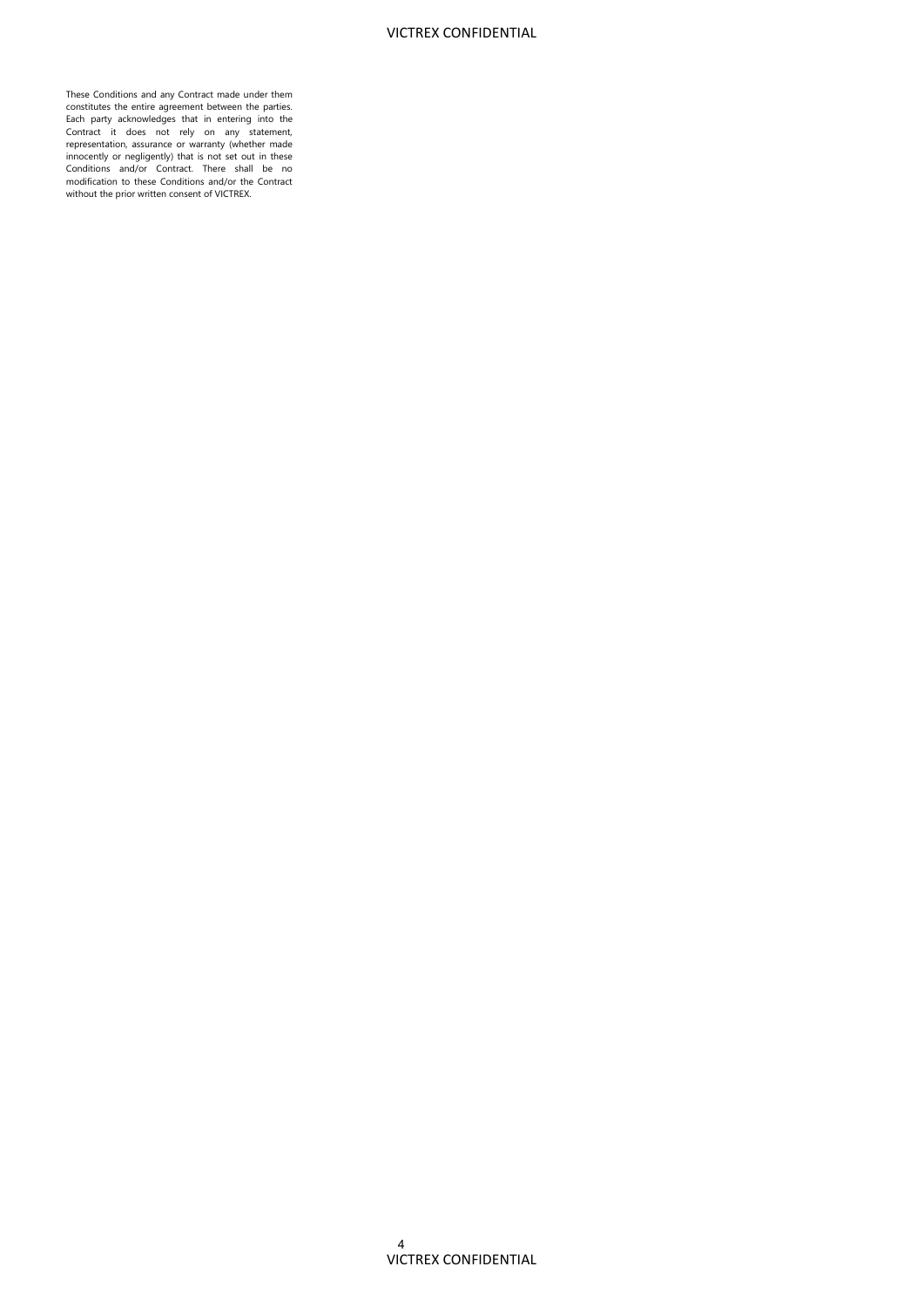These Conditions and any Contract made under them constitutes the entire agreement between the parties. Each party acknowledges that in entering into the Contract it does not rely on any statement, representation, assurance or warranty (whether made innocently or negligently) that is not set out in these Conditions and/or Contract. There shall be no modification to these Conditions and/or the Contract without the prior written consent of VICTREX.